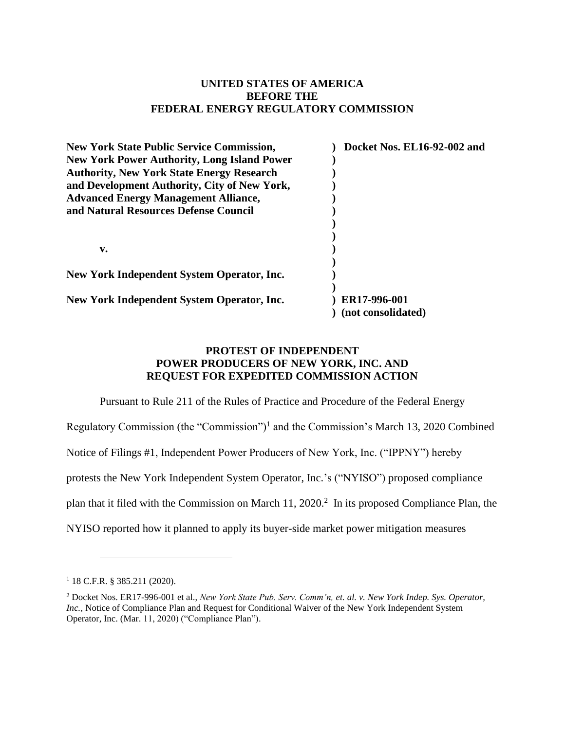**UNITED STATES OF AMERICA**
**BEFORE THE**
**FEDERAL ENERGY REGULATORY COMMISSION**

| | |
|---|---|
| **New York State Public Service Commission, New York Power Authority, Long Island Power Authority, New York State Energy Research and Development Authority, City of New York, Advanced Energy Management Alliance, and Natural Resources Defense Council** | **) Docket Nos. EL16-92-002 and** |
| **v.** | **)** |
| **New York Independent System Operator, Inc.** | **)** |
| **New York Independent System Operator, Inc.** | **) ER17-996-001** |
| | **) (not consolidated)** |

## PROTEST OF INDEPENDENT POWER PRODUCERS OF NEW YORK, INC. AND REQUEST FOR EXPEDITED COMMISSION ACTION

Pursuant to Rule 211 of the Rules of Practice and Procedure of the Federal Energy Regulatory Commission (the "Commission")[1] and the Commission's March 13, 2020 Combined Notice of Filings #1, Independent Power Producers of New York, Inc. ("IPPNY") hereby protests the New York Independent System Operator, Inc.'s ("NYISO") proposed compliance plan that it filed with the Commission on March 11, 2020.[2] In its proposed Compliance Plan, the NYISO reported how it planned to apply its buyer-side market power mitigation measures

---

[1] 18 C.F.R. § 385.211 (2020).

[2] Docket Nos. ER17-996-001 et al., *New York State Pub. Serv. Comm'n, et. al. v. New York Indep. Sys. Operator, Inc.*, Notice of Compliance Plan and Request for Conditional Waiver of the New York Independent System Operator, Inc. (Mar. 11, 2020) ("Compliance Plan").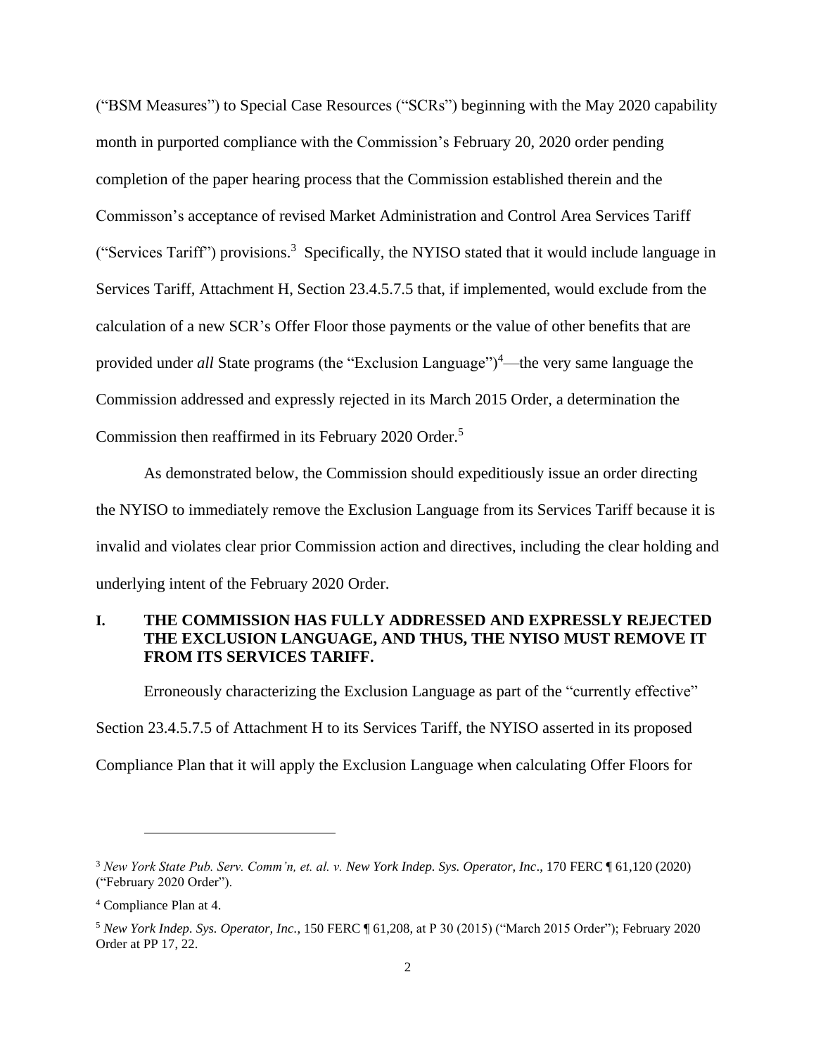("BSM Measures") to Special Case Resources ("SCRs") beginning with the May 2020 capability month in purported compliance with the Commission's February 20, 2020 order pending completion of the paper hearing process that the Commission established therein and the Commisson's acceptance of revised Market Administration and Control Area Services Tariff ("Services Tariff") provisions.[3] Specifically, the NYISO stated that it would include language in Services Tariff, Attachment H, Section 23.4.5.7.5 that, if implemented, would exclude from the calculation of a new SCR's Offer Floor those payments or the value of other benefits that are provided under *all* State programs (the "Exclusion Language")[4]—the very same language the Commission addressed and expressly rejected in its March 2015 Order, a determination the Commission then reaffirmed in its February 2020 Order.[5]

As demonstrated below, the Commission should expeditiously issue an order directing the NYISO to immediately remove the Exclusion Language from its Services Tariff because it is invalid and violates clear prior Commission action and directives, including the clear holding and underlying intent of the February 2020 Order.

## I. THE COMMISSION HAS FULLY ADDRESSED AND EXPRESSLY REJECTED THE EXCLUSION LANGUAGE, AND THUS, THE NYISO MUST REMOVE IT FROM ITS SERVICES TARIFF.

Erroneously characterizing the Exclusion Language as part of the "currently effective" Section 23.4.5.7.5 of Attachment H to its Services Tariff, the NYISO asserted in its proposed Compliance Plan that it will apply the Exclusion Language when calculating Offer Floors for

---

[3] *New York State Pub. Serv. Comm'n, et. al. v. New York Indep. Sys. Operator, Inc*., 170 FERC ¶ 61,120 (2020) ("February 2020 Order").

[4] Compliance Plan at 4.

[5] *New York Indep. Sys. Operator, Inc.*, 150 FERC ¶ 61,208, at P 30 (2015) ("March 2015 Order"); February 2020 Order at PP 17, 22.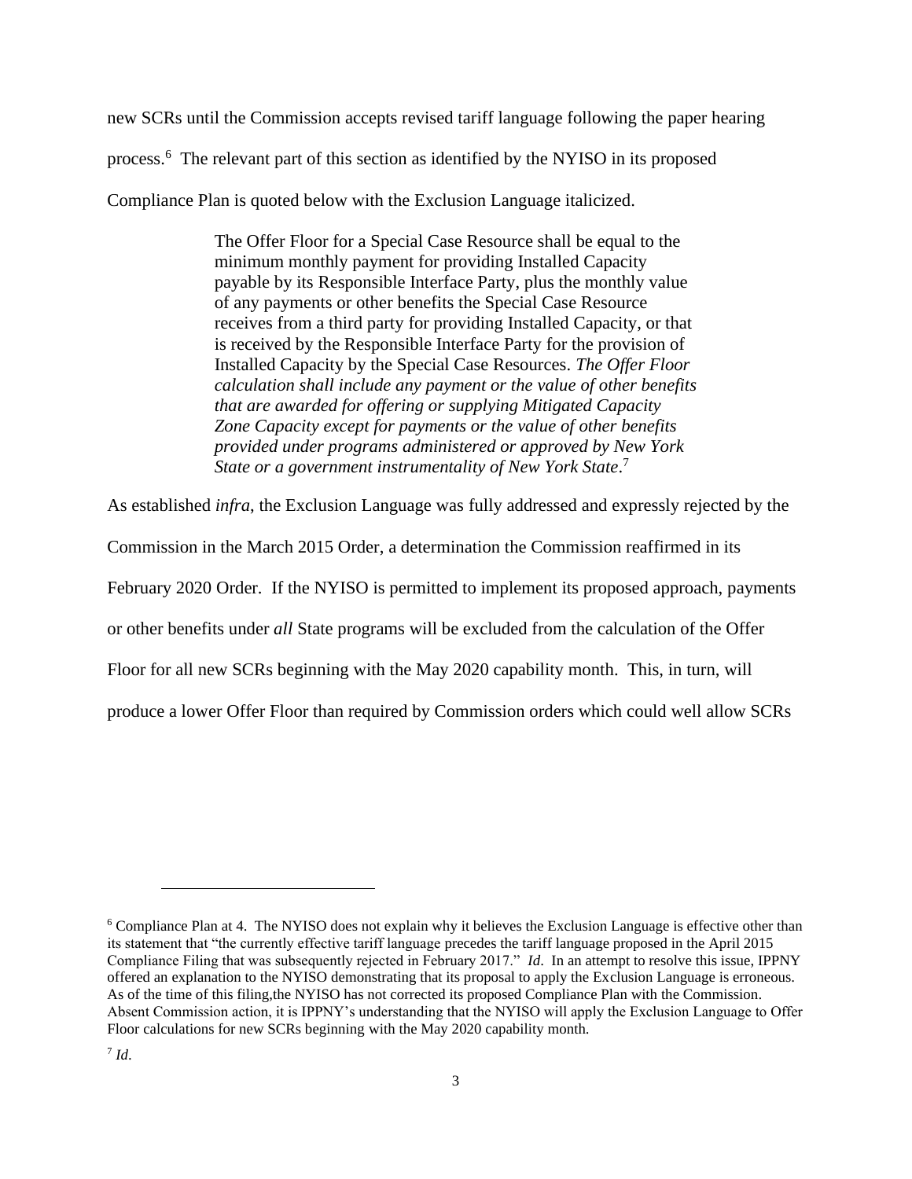new SCRs until the Commission accepts revised tariff language following the paper hearing process.[6] The relevant part of this section as identified by the NYISO in its proposed Compliance Plan is quoted below with the Exclusion Language italicized.

> The Offer Floor for a Special Case Resource shall be equal to the minimum monthly payment for providing Installed Capacity payable by its Responsible Interface Party, plus the monthly value of any payments or other benefits the Special Case Resource receives from a third party for providing Installed Capacity, or that is received by the Responsible Interface Party for the provision of Installed Capacity by the Special Case Resources. *The Offer Floor calculation shall include any payment or the value of other benefits that are awarded for offering or supplying Mitigated Capacity Zone Capacity except for payments or the value of other benefits provided under programs administered or approved by New York State or a government instrumentality of New York State*.[7]

As established *infra*, the Exclusion Language was fully addressed and expressly rejected by the Commission in the March 2015 Order, a determination the Commission reaffirmed in its February 2020 Order. If the NYISO is permitted to implement its proposed approach, payments or other benefits under *all* State programs will be excluded from the calculation of the Offer Floor for all new SCRs beginning with the May 2020 capability month. This, in turn, will produce a lower Offer Floor than required by Commission orders which could well allow SCRs

---

[6] Compliance Plan at 4. The NYISO does not explain why it believes the Exclusion Language is effective other than its statement that "the currently effective tariff language precedes the tariff language proposed in the April 2015 Compliance Filing that was subsequently rejected in February 2017." *Id*. In an attempt to resolve this issue, IPPNY offered an explanation to the NYISO demonstrating that its proposal to apply the Exclusion Language is erroneous. As of the time of this filing,the NYISO has not corrected its proposed Compliance Plan with the Commission. Absent Commission action, it is IPPNY's understanding that the NYISO will apply the Exclusion Language to Offer Floor calculations for new SCRs beginning with the May 2020 capability month.

[7] *Id*.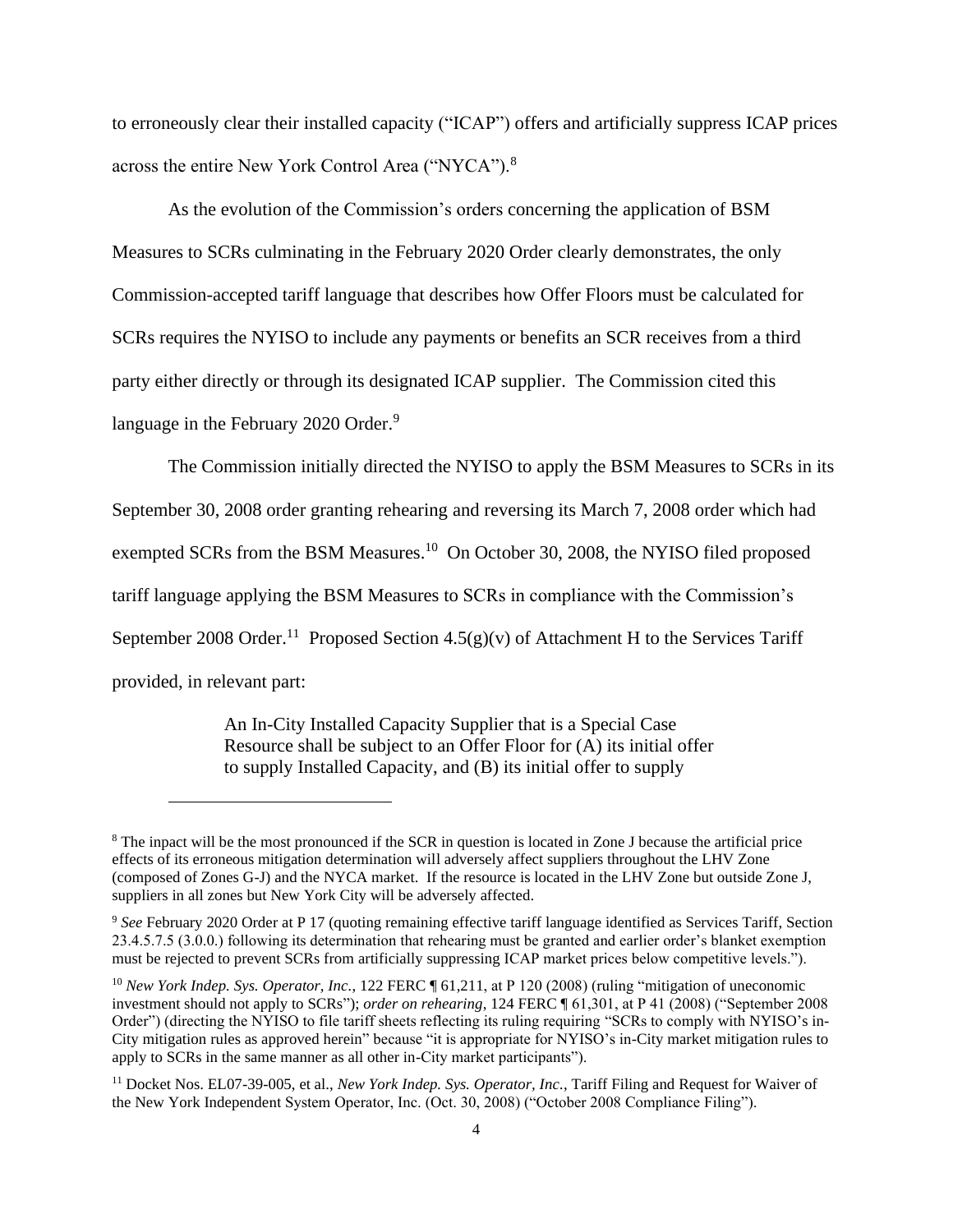to erroneously clear their installed capacity ("ICAP") offers and artificially suppress ICAP prices across the entire New York Control Area ("NYCA").[8]

As the evolution of the Commission's orders concerning the application of BSM Measures to SCRs culminating in the February 2020 Order clearly demonstrates, the only Commission-accepted tariff language that describes how Offer Floors must be calculated for SCRs requires the NYISO to include any payments or benefits an SCR receives from a third party either directly or through its designated ICAP supplier. The Commission cited this language in the February 2020 Order.[9]

The Commission initially directed the NYISO to apply the BSM Measures to SCRs in its September 30, 2008 order granting rehearing and reversing its March 7, 2008 order which had exempted SCRs from the BSM Measures.[10] On October 30, 2008, the NYISO filed proposed tariff language applying the BSM Measures to SCRs in compliance with the Commission's September 2008 Order.[11] Proposed Section 4.5(g)(v) of Attachment H to the Services Tariff provided, in relevant part:

> An In-City Installed Capacity Supplier that is a Special Case Resource shall be subject to an Offer Floor for (A) its initial offer to supply Installed Capacity, and (B) its initial offer to supply

---

[8] The inpact will be the most pronounced if the SCR in question is located in Zone J because the artificial price effects of its erroneous mitigation determination will adversely affect suppliers throughout the LHV Zone (composed of Zones G-J) and the NYCA market. If the resource is located in the LHV Zone but outside Zone J, suppliers in all zones but New York City will be adversely affected.

[9] *See* February 2020 Order at P 17 (quoting remaining effective tariff language identified as Services Tariff, Section 23.4.5.7.5 (3.0.0.) following its determination that rehearing must be granted and earlier order's blanket exemption must be rejected to prevent SCRs from artificially suppressing ICAP market prices below competitive levels.").

[10] *New York Indep. Sys. Operator, Inc.*, 122 FERC ¶ 61,211, at P 120 (2008) (ruling "mitigation of uneconomic investment should not apply to SCRs"); *order on rehearing*, 124 FERC ¶ 61,301, at P 41 (2008) ("September 2008 Order") (directing the NYISO to file tariff sheets reflecting its ruling requiring "SCRs to comply with NYISO's in-City mitigation rules as approved herein" because "it is appropriate for NYISO's in-City market mitigation rules to apply to SCRs in the same manner as all other in-City market participants").

[11] Docket Nos. EL07-39-005, et al., *New York Indep. Sys. Operator, Inc*., Tariff Filing and Request for Waiver of the New York Independent System Operator, Inc. (Oct. 30, 2008) ("October 2008 Compliance Filing").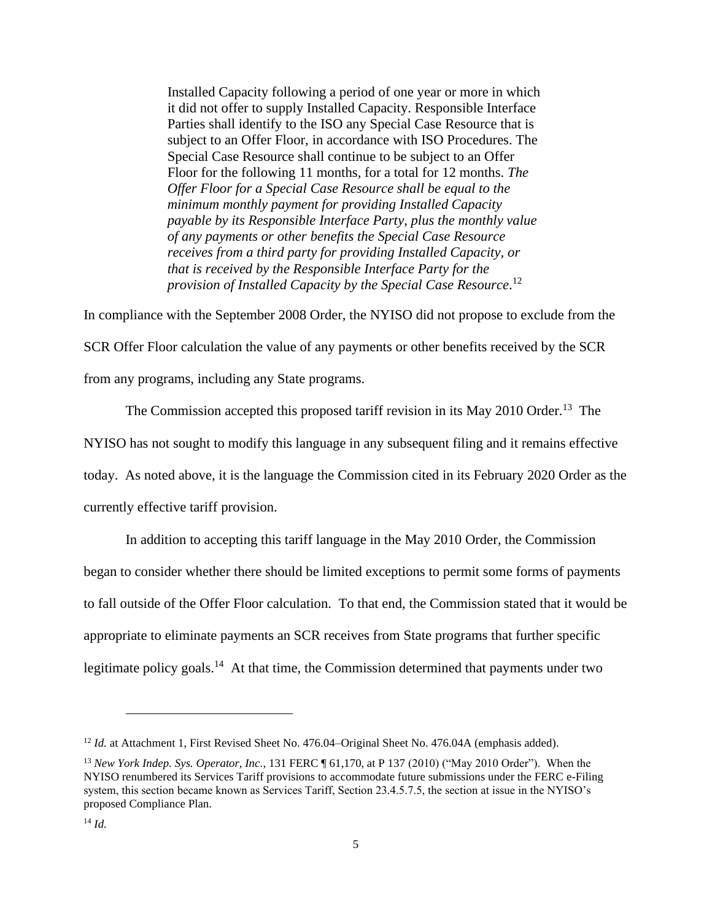> Installed Capacity following a period of one year or more in which it did not offer to supply Installed Capacity. Responsible Interface Parties shall identify to the ISO any Special Case Resource that is subject to an Offer Floor, in accordance with ISO Procedures. The Special Case Resource shall continue to be subject to an Offer Floor for the following 11 months, for a total for 12 months. *The Offer Floor for a Special Case Resource shall be equal to the minimum monthly payment for providing Installed Capacity payable by its Responsible Interface Party, plus the monthly value of any payments or other benefits the Special Case Resource receives from a third party for providing Installed Capacity, or that is received by the Responsible Interface Party for the provision of Installed Capacity by the Special Case Resource*.[12]

In compliance with the September 2008 Order, the NYISO did not propose to exclude from the SCR Offer Floor calculation the value of any payments or other benefits received by the SCR from any programs, including any State programs.

The Commission accepted this proposed tariff revision in its May 2010 Order.[13] The NYISO has not sought to modify this language in any subsequent filing and it remains effective today. As noted above, it is the language the Commission cited in its February 2020 Order as the currently effective tariff provision.

In addition to accepting this tariff language in the May 2010 Order, the Commission began to consider whether there should be limited exceptions to permit some forms of payments to fall outside of the Offer Floor calculation. To that end, the Commission stated that it would be appropriate to eliminate payments an SCR receives from State programs that further specific legitimate policy goals.[14] At that time, the Commission determined that payments under two

---

[12] *Id.* at Attachment 1, First Revised Sheet No. 476.04–Original Sheet No. 476.04A (emphasis added).

[13] *New York Indep. Sys. Operator, Inc.*, 131 FERC ¶ 61,170, at P 137 (2010) ("May 2010 Order"). When the NYISO renumbered its Services Tariff provisions to accommodate future submissions under the FERC e-Filing system, this section became known as Services Tariff, Section 23.4.5.7.5, the section at issue in the NYISO's proposed Compliance Plan.

[14] *Id.*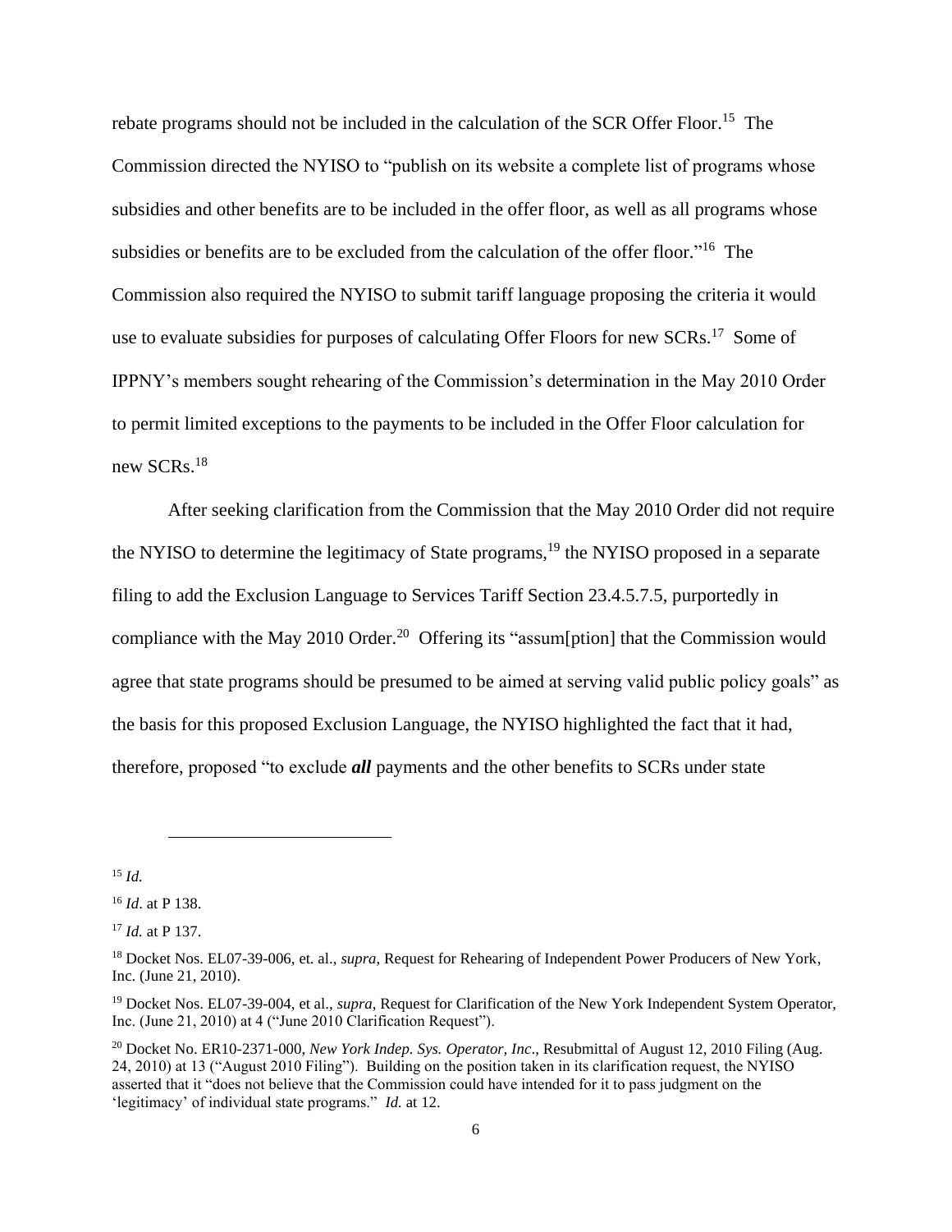rebate programs should not be included in the calculation of the SCR Offer Floor.[15] The Commission directed the NYISO to "publish on its website a complete list of programs whose subsidies and other benefits are to be included in the offer floor, as well as all programs whose subsidies or benefits are to be excluded from the calculation of the offer floor."[16] The Commission also required the NYISO to submit tariff language proposing the criteria it would use to evaluate subsidies for purposes of calculating Offer Floors for new SCRs.[17] Some of IPPNY's members sought rehearing of the Commission's determination in the May 2010 Order to permit limited exceptions to the payments to be included in the Offer Floor calculation for new SCRs.[18]

After seeking clarification from the Commission that the May 2010 Order did not require the NYISO to determine the legitimacy of State programs,[19] the NYISO proposed in a separate filing to add the Exclusion Language to Services Tariff Section 23.4.5.7.5, purportedly in compliance with the May 2010 Order.[20] Offering its "assum[ption] that the Commission would agree that state programs should be presumed to be aimed at serving valid public policy goals" as the basis for this proposed Exclusion Language, the NYISO highlighted the fact that it had, therefore, proposed "to exclude ***all*** payments and the other benefits to SCRs under state

---

[15] *Id.*

[16] *Id*. at P 138.

[17] *Id.* at P 137.

[18] Docket Nos. EL07-39-006, et. al., *supra*, Request for Rehearing of Independent Power Producers of New York, Inc. (June 21, 2010).

[19] Docket Nos. EL07-39-004, et al., *supra*, Request for Clarification of the New York Independent System Operator, Inc. (June 21, 2010) at 4 ("June 2010 Clarification Request").

[20] Docket No. ER10-2371-000, *New York Indep. Sys. Operator, Inc*., Resubmittal of August 12, 2010 Filing (Aug. 24, 2010) at 13 ("August 2010 Filing"). Building on the position taken in its clarification request, the NYISO asserted that it "does not believe that the Commission could have intended for it to pass judgment on the 'legitimacy' of individual state programs." *Id.* at 12.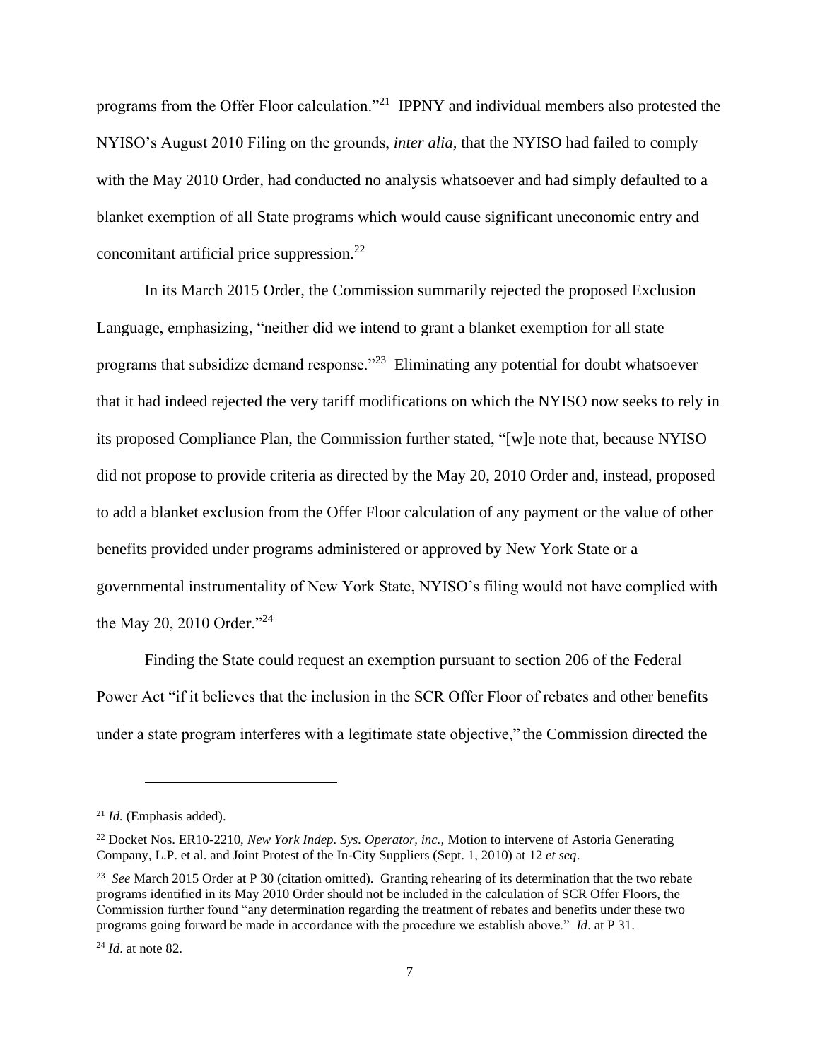programs from the Offer Floor calculation."[21] IPPNY and individual members also protested the NYISO's August 2010 Filing on the grounds, *inter alia,* that the NYISO had failed to comply with the May 2010 Order, had conducted no analysis whatsoever and had simply defaulted to a blanket exemption of all State programs which would cause significant uneconomic entry and concomitant artificial price suppression.[22]

In its March 2015 Order, the Commission summarily rejected the proposed Exclusion Language, emphasizing, "neither did we intend to grant a blanket exemption for all state programs that subsidize demand response."[23] Eliminating any potential for doubt whatsoever that it had indeed rejected the very tariff modifications on which the NYISO now seeks to rely in its proposed Compliance Plan, the Commission further stated, "[w]e note that, because NYISO did not propose to provide criteria as directed by the May 20, 2010 Order and, instead, proposed to add a blanket exclusion from the Offer Floor calculation of any payment or the value of other benefits provided under programs administered or approved by New York State or a governmental instrumentality of New York State, NYISO's filing would not have complied with the May 20, 2010 Order."[24]

Finding the State could request an exemption pursuant to section 206 of the Federal Power Act "if it believes that the inclusion in the SCR Offer Floor of rebates and other benefits under a state program interferes with a legitimate state objective," the Commission directed the

---

[21] *Id.* (Emphasis added).

[22] Docket Nos. ER10-2210, *New York Indep. Sys. Operator, inc.,* Motion to intervene of Astoria Generating Company, L.P. et al. and Joint Protest of the In-City Suppliers (Sept. 1, 2010) at 12 *et seq*.

[23] *See* March 2015 Order at P 30 (citation omitted). Granting rehearing of its determination that the two rebate programs identified in its May 2010 Order should not be included in the calculation of SCR Offer Floors, the Commission further found "any determination regarding the treatment of rebates and benefits under these two programs going forward be made in accordance with the procedure we establish above." *Id*. at P 31.

[24] *Id*. at note 82.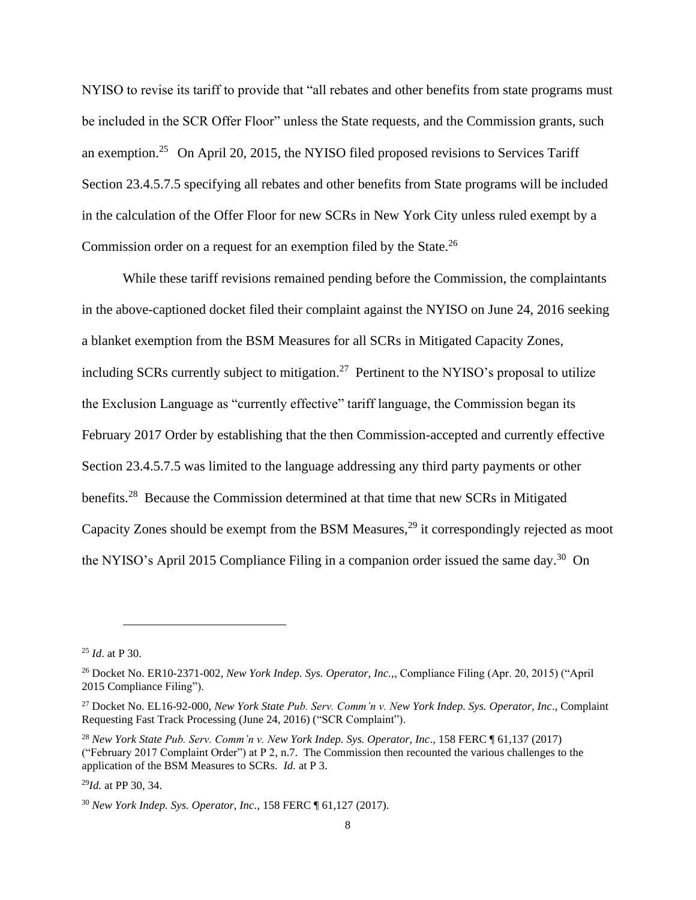NYISO to revise its tariff to provide that "all rebates and other benefits from state programs must be included in the SCR Offer Floor" unless the State requests, and the Commission grants, such an exemption.[25] On April 20, 2015, the NYISO filed proposed revisions to Services Tariff Section 23.4.5.7.5 specifying all rebates and other benefits from State programs will be included in the calculation of the Offer Floor for new SCRs in New York City unless ruled exempt by a Commission order on a request for an exemption filed by the State.[26]

While these tariff revisions remained pending before the Commission, the complaintants in the above-captioned docket filed their complaint against the NYISO on June 24, 2016 seeking a blanket exemption from the BSM Measures for all SCRs in Mitigated Capacity Zones, including SCRs currently subject to mitigation.[27] Pertinent to the NYISO's proposal to utilize the Exclusion Language as "currently effective" tariff language, the Commission began its February 2017 Order by establishing that the then Commission-accepted and currently effective Section 23.4.5.7.5 was limited to the language addressing any third party payments or other benefits.[28] Because the Commission determined at that time that new SCRs in Mitigated Capacity Zones should be exempt from the BSM Measures,[29] it correspondingly rejected as moot the NYISO's April 2015 Compliance Filing in a companion order issued the same day.[30] On

---

[25] *Id*. at P 30.

[26] Docket No. ER10-2371-002, *New York Indep. Sys. Operator, Inc.,*, Compliance Filing (Apr. 20, 2015) ("April 2015 Compliance Filing").

[27] Docket No. EL16-92-000, *New York State Pub. Serv. Comm'n v. New York Indep. Sys. Operator, Inc*., Complaint Requesting Fast Track Processing (June 24, 2016) ("SCR Complaint").

[28] *New York State Pub. Serv. Comm'n v. New York Indep. Sys. Operator, Inc*., 158 FERC ¶ 61,137 (2017) ("February 2017 Complaint Order") at P 2, n.7. The Commission then recounted the various challenges to the application of the BSM Measures to SCRs. *Id.* at P 3.

[29] *Id.* at PP 30, 34.

[30] *New York Indep. Sys. Operator, Inc.,* 158 FERC ¶ 61,127 (2017).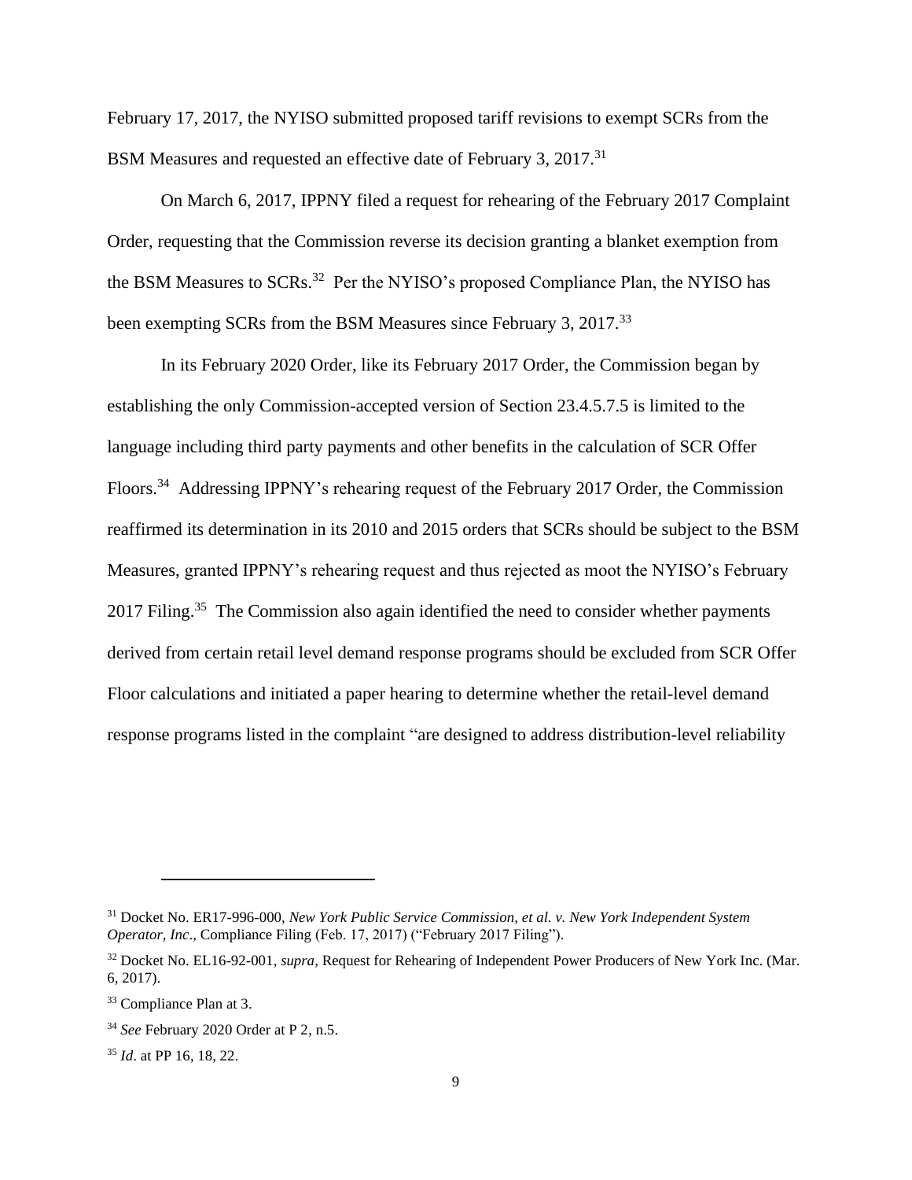February 17, 2017, the NYISO submitted proposed tariff revisions to exempt SCRs from the BSM Measures and requested an effective date of February 3, 2017.[31]

On March 6, 2017, IPPNY filed a request for rehearing of the February 2017 Complaint Order, requesting that the Commission reverse its decision granting a blanket exemption from the BSM Measures to SCRs.[32] Per the NYISO's proposed Compliance Plan, the NYISO has been exempting SCRs from the BSM Measures since February 3, 2017.[33]

In its February 2020 Order, like its February 2017 Order, the Commission began by establishing the only Commission-accepted version of Section 23.4.5.7.5 is limited to the language including third party payments and other benefits in the calculation of SCR Offer Floors.[34] Addressing IPPNY's rehearing request of the February 2017 Order, the Commission reaffirmed its determination in its 2010 and 2015 orders that SCRs should be subject to the BSM Measures, granted IPPNY's rehearing request and thus rejected as moot the NYISO's February 2017 Filing.[35] The Commission also again identified the need to consider whether payments derived from certain retail level demand response programs should be excluded from SCR Offer Floor calculations and initiated a paper hearing to determine whether the retail-level demand response programs listed in the complaint "are designed to address distribution-level reliability

---

[31] Docket No. ER17-996-000, *New York Public Service Commission, et al. v. New York Independent System Operator, Inc*., Compliance Filing (Feb. 17, 2017) ("February 2017 Filing").

[32] Docket No. EL16-92-001, *supra*, Request for Rehearing of Independent Power Producers of New York Inc. (Mar. 6, 2017).

[33] Compliance Plan at 3.

[34] *See* February 2020 Order at P 2, n.5.

[35] *Id*. at PP 16, 18, 22.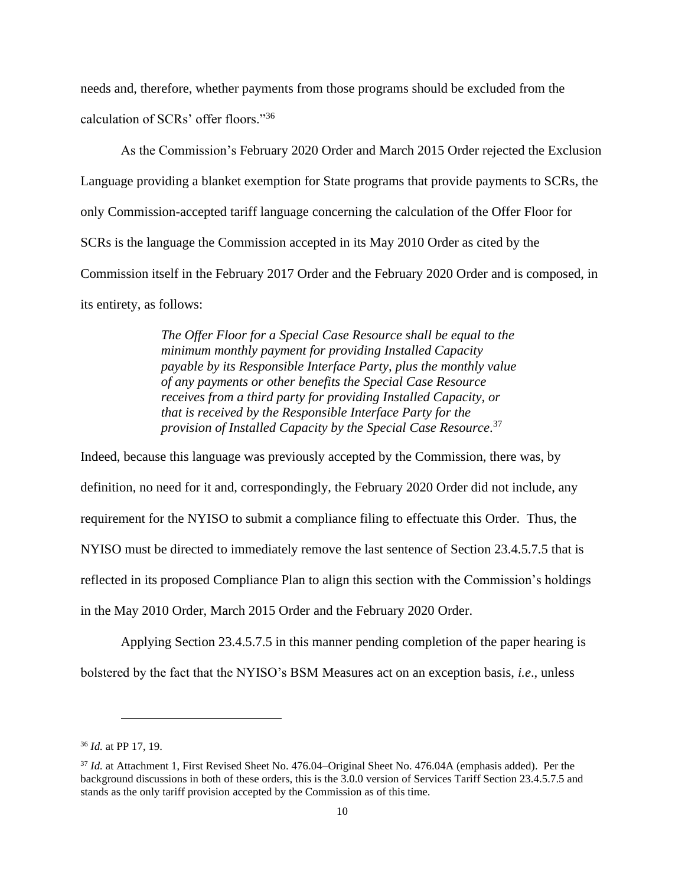needs and, therefore, whether payments from those programs should be excluded from the calculation of SCRs' offer floors."[36]

As the Commission's February 2020 Order and March 2015 Order rejected the Exclusion Language providing a blanket exemption for State programs that provide payments to SCRs, the only Commission-accepted tariff language concerning the calculation of the Offer Floor for SCRs is the language the Commission accepted in its May 2010 Order as cited by the Commission itself in the February 2017 Order and the February 2020 Order and is composed, in its entirety, as follows:

> *The Offer Floor for a Special Case Resource shall be equal to the minimum monthly payment for providing Installed Capacity payable by its Responsible Interface Party, plus the monthly value of any payments or other benefits the Special Case Resource receives from a third party for providing Installed Capacity, or that is received by the Responsible Interface Party for the provision of Installed Capacity by the Special Case Resource*.[37]

Indeed, because this language was previously accepted by the Commission, there was, by definition, no need for it and, correspondingly, the February 2020 Order did not include, any requirement for the NYISO to submit a compliance filing to effectuate this Order. Thus, the NYISO must be directed to immediately remove the last sentence of Section 23.4.5.7.5 that is reflected in its proposed Compliance Plan to align this section with the Commission's holdings in the May 2010 Order, March 2015 Order and the February 2020 Order.

Applying Section 23.4.5.7.5 in this manner pending completion of the paper hearing is bolstered by the fact that the NYISO's BSM Measures act on an exception basis, *i.e*., unless

---

[36] *Id.* at PP 17, 19.

[37] *Id.* at Attachment 1, First Revised Sheet No. 476.04–Original Sheet No. 476.04A (emphasis added). Per the background discussions in both of these orders, this is the 3.0.0 version of Services Tariff Section 23.4.5.7.5 and stands as the only tariff provision accepted by the Commission as of this time.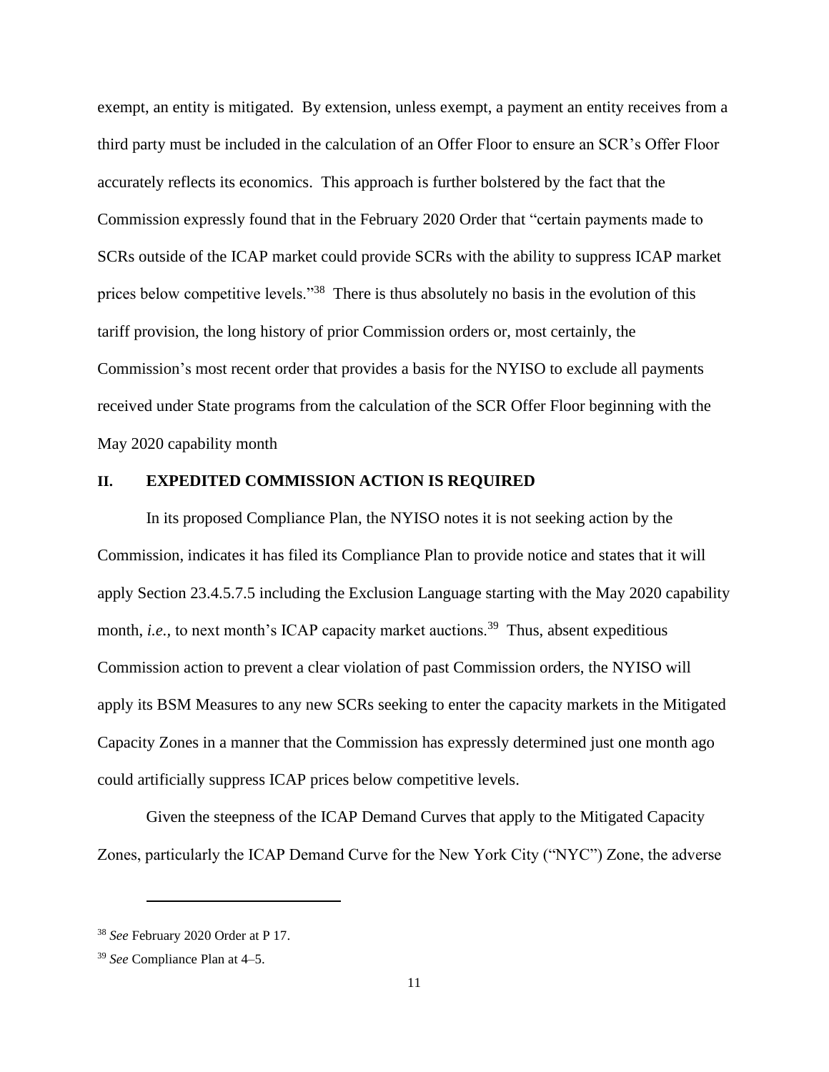exempt, an entity is mitigated. By extension, unless exempt, a payment an entity receives from a third party must be included in the calculation of an Offer Floor to ensure an SCR's Offer Floor accurately reflects its economics. This approach is further bolstered by the fact that the Commission expressly found that in the February 2020 Order that "certain payments made to SCRs outside of the ICAP market could provide SCRs with the ability to suppress ICAP market prices below competitive levels."[38] There is thus absolutely no basis in the evolution of this tariff provision, the long history of prior Commission orders or, most certainly, the Commission's most recent order that provides a basis for the NYISO to exclude all payments received under State programs from the calculation of the SCR Offer Floor beginning with the May 2020 capability month

## II. EXPEDITED COMMISSION ACTION IS REQUIRED

In its proposed Compliance Plan, the NYISO notes it is not seeking action by the Commission, indicates it has filed its Compliance Plan to provide notice and states that it will apply Section 23.4.5.7.5 including the Exclusion Language starting with the May 2020 capability month, *i.e.*, to next month's ICAP capacity market auctions.[39] Thus, absent expeditious Commission action to prevent a clear violation of past Commission orders, the NYISO will apply its BSM Measures to any new SCRs seeking to enter the capacity markets in the Mitigated Capacity Zones in a manner that the Commission has expressly determined just one month ago could artificially suppress ICAP prices below competitive levels.

Given the steepness of the ICAP Demand Curves that apply to the Mitigated Capacity Zones, particularly the ICAP Demand Curve for the New York City ("NYC") Zone, the adverse

---

[38] *See* February 2020 Order at P 17.

[39] *See* Compliance Plan at 4–5.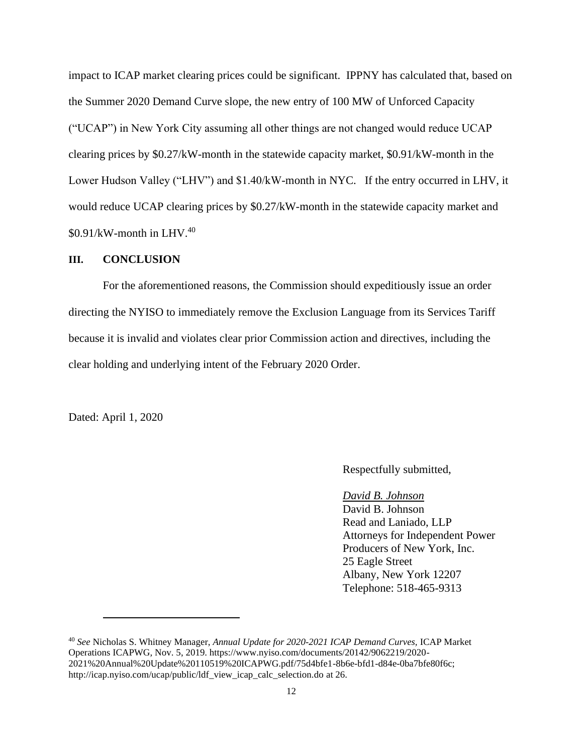impact to ICAP market clearing prices could be significant. IPPNY has calculated that, based on the Summer 2020 Demand Curve slope, the new entry of 100 MW of Unforced Capacity ("UCAP") in New York City assuming all other things are not changed would reduce UCAP clearing prices by $0.27/kW-month in the statewide capacity market, $0.91/kW-month in the Lower Hudson Valley ("LHV") and $1.40/kW-month in NYC. If the entry occurred in LHV, it would reduce UCAP clearing prices by $0.27/kW-month in the statewide capacity market and $0.91/kW-month in LHV.[40]

## III. CONCLUSION

For the aforementioned reasons, the Commission should expeditiously issue an order directing the NYISO to immediately remove the Exclusion Language from its Services Tariff because it is invalid and violates clear prior Commission action and directives, including the clear holding and underlying intent of the February 2020 Order.

Dated: April 1, 2020

Respectfully submitted,

*David B. Johnson*
David B. Johnson
Read and Laniado, LLP
Attorneys for Independent Power Producers of New York, Inc.
25 Eagle Street
Albany, New York 12207
Telephone: 518-465-9313

---

[40] *See* Nicholas S. Whitney Manager, *Annual Update for 2020-2021 ICAP Demand Curves*, ICAP Market Operations ICAPWG, Nov. 5, 2019. https://www.nyiso.com/documents/20142/9062219/2020-2021%20Annual%20Update%20110519%20ICAPWG.pdf/75d4bfe1-8b6e-bfd1-d84e-0ba7bfe80f6c; http://icap.nyiso.com/ucap/public/ldf_view_icap_calc_selection.do at 26.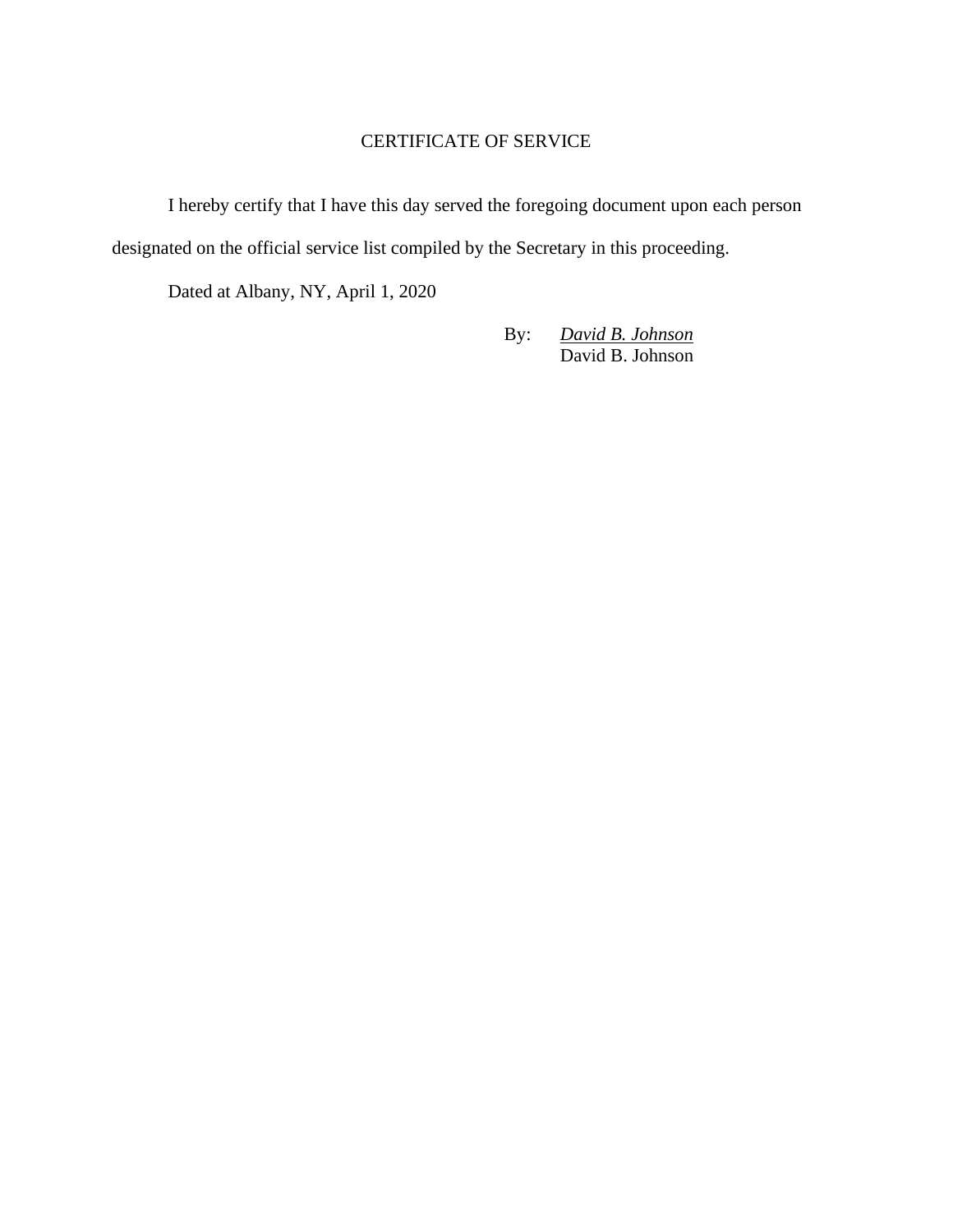# CERTIFICATE OF SERVICE

I hereby certify that I have this day served the foregoing document upon each person designated on the official service list compiled by the Secretary in this proceeding.

Dated at Albany, NY, April 1, 2020

By: *David B. Johnson*
David B. Johnson